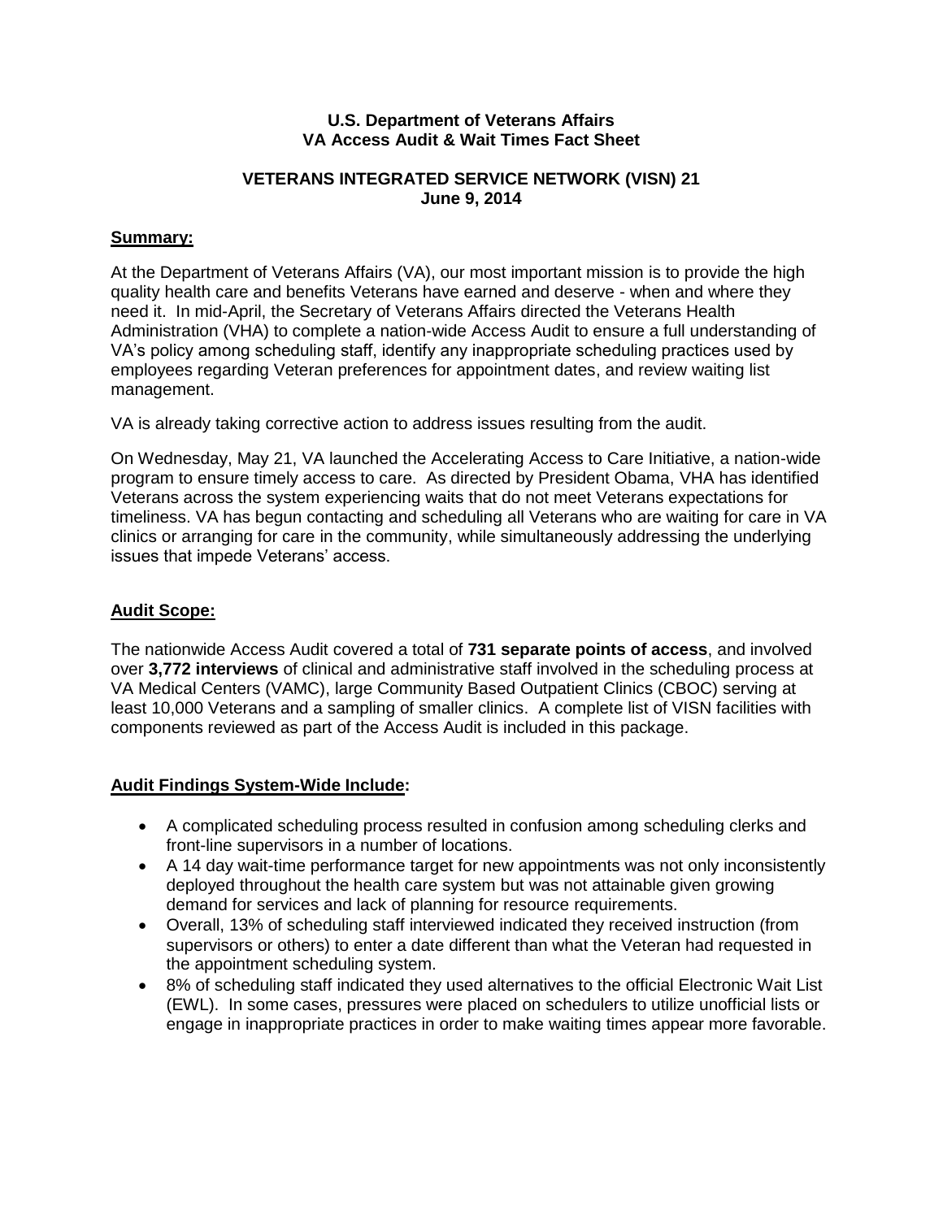**U.S. Department of Veterans Affairs**
**VA Access Audit & Wait Times Fact Sheet**

**VETERANS INTEGRATED SERVICE NETWORK (VISN) 21**
**June 9, 2014**

## Summary:

At the Department of Veterans Affairs (VA), our most important mission is to provide the high quality health care and benefits Veterans have earned and deserve - when and where they need it. In mid-April, the Secretary of Veterans Affairs directed the Veterans Health Administration (VHA) to complete a nation-wide Access Audit to ensure a full understanding of VA's policy among scheduling staff, identify any inappropriate scheduling practices used by employees regarding Veteran preferences for appointment dates, and review waiting list management.

VA is already taking corrective action to address issues resulting from the audit.

On Wednesday, May 21, VA launched the Accelerating Access to Care Initiative, a nation-wide program to ensure timely access to care. As directed by President Obama, VHA has identified Veterans across the system experiencing waits that do not meet Veterans expectations for timeliness. VA has begun contacting and scheduling all Veterans who are waiting for care in VA clinics or arranging for care in the community, while simultaneously addressing the underlying issues that impede Veterans' access.

## Audit Scope:

The nationwide Access Audit covered a total of **731 separate points of access**, and involved over **3,772 interviews** of clinical and administrative staff involved in the scheduling process at VA Medical Centers (VAMC), large Community Based Outpatient Clinics (CBOC) serving at least 10,000 Veterans and a sampling of smaller clinics. A complete list of VISN facilities with components reviewed as part of the Access Audit is included in this package.

## Audit Findings System-Wide Include:

- A complicated scheduling process resulted in confusion among scheduling clerks and front-line supervisors in a number of locations.
- A 14 day wait-time performance target for new appointments was not only inconsistently deployed throughout the health care system but was not attainable given growing demand for services and lack of planning for resource requirements.
- Overall, 13% of scheduling staff interviewed indicated they received instruction (from supervisors or others) to enter a date different than what the Veteran had requested in the appointment scheduling system.
- 8% of scheduling staff indicated they used alternatives to the official Electronic Wait List (EWL). In some cases, pressures were placed on schedulers to utilize unofficial lists or engage in inappropriate practices in order to make waiting times appear more favorable.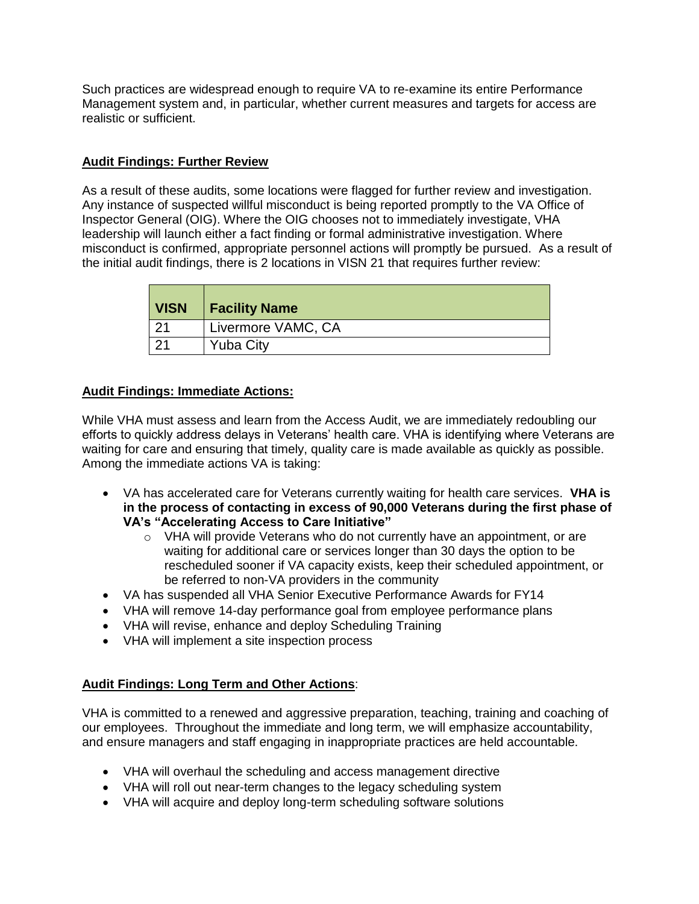Such practices are widespread enough to require VA to re-examine its entire Performance Management system and, in particular, whether current measures and targets for access are realistic or sufficient.

**Audit Findings: Further Review**

As a result of these audits, some locations were flagged for further review and investigation. Any instance of suspected willful misconduct is being reported promptly to the VA Office of Inspector General (OIG). Where the OIG chooses not to immediately investigate, VHA leadership will launch either a fact finding or formal administrative investigation. Where misconduct is confirmed, appropriate personnel actions will promptly be pursued. As a result of the initial audit findings, there is 2 locations in VISN 21 that requires further review:

| VISN | Facility Name |
|---|---|
| 21 | Livermore VAMC, CA |
| 21 | Yuba City |

**Audit Findings: Immediate Actions:**

While VHA must assess and learn from the Access Audit, we are immediately redoubling our efforts to quickly address delays in Veterans' health care. VHA is identifying where Veterans are waiting for care and ensuring that timely, quality care is made available as quickly as possible. Among the immediate actions VA is taking:

- VA has accelerated care for Veterans currently waiting for health care services. **VHA is in the process of contacting in excess of 90,000 Veterans during the first phase of VA's "Accelerating Access to Care Initiative"**
  - VHA will provide Veterans who do not currently have an appointment, or are waiting for additional care or services longer than 30 days the option to be rescheduled sooner if VA capacity exists, keep their scheduled appointment, or be referred to non-VA providers in the community
- VA has suspended all VHA Senior Executive Performance Awards for FY14
- VHA will remove 14-day performance goal from employee performance plans
- VHA will revise, enhance and deploy Scheduling Training
- VHA will implement a site inspection process

**Audit Findings: Long Term and Other Actions**:

VHA is committed to a renewed and aggressive preparation, teaching, training and coaching of our employees. Throughout the immediate and long term, we will emphasize accountability, and ensure managers and staff engaging in inappropriate practices are held accountable.

- VHA will overhaul the scheduling and access management directive
- VHA will roll out near-term changes to the legacy scheduling system
- VHA will acquire and deploy long-term scheduling software solutions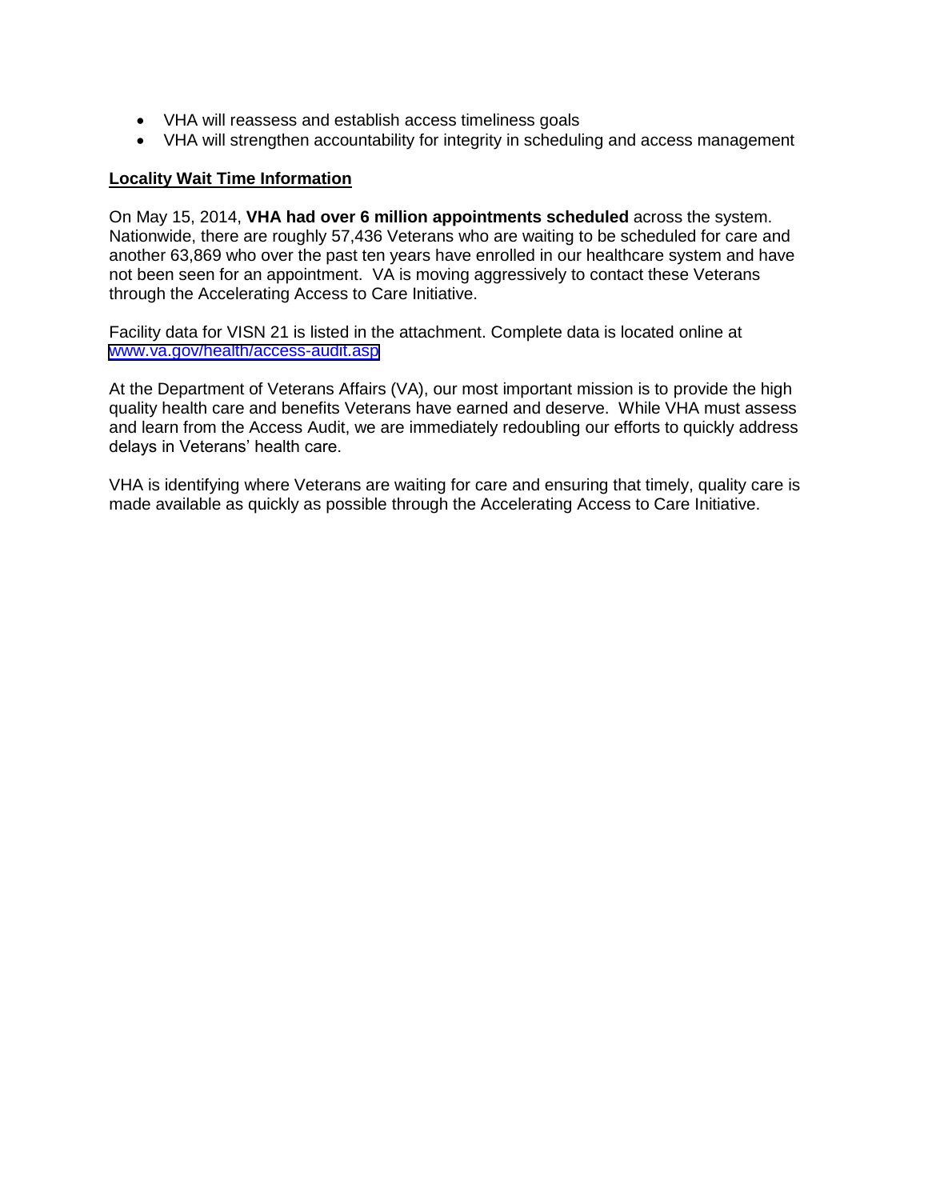- VHA will reassess and establish access timeliness goals
- VHA will strengthen accountability for integrity in scheduling and access management

## Locality Wait Time Information

On May 15, 2014, **VHA had over 6 million appointments scheduled** across the system. Nationwide, there are roughly 57,436 Veterans who are waiting to be scheduled for care and another 63,869 who over the past ten years have enrolled in our healthcare system and have not been seen for an appointment. VA is moving aggressively to contact these Veterans through the Accelerating Access to Care Initiative.

Facility data for VISN 21 is listed in the attachment. Complete data is located online at [www.va.gov/health/access-audit.asp](www.va.gov/health/access-audit.asp)

At the Department of Veterans Affairs (VA), our most important mission is to provide the high quality health care and benefits Veterans have earned and deserve. While VHA must assess and learn from the Access Audit, we are immediately redoubling our efforts to quickly address delays in Veterans' health care.

VHA is identifying where Veterans are waiting for care and ensuring that timely, quality care is made available as quickly as possible through the Accelerating Access to Care Initiative.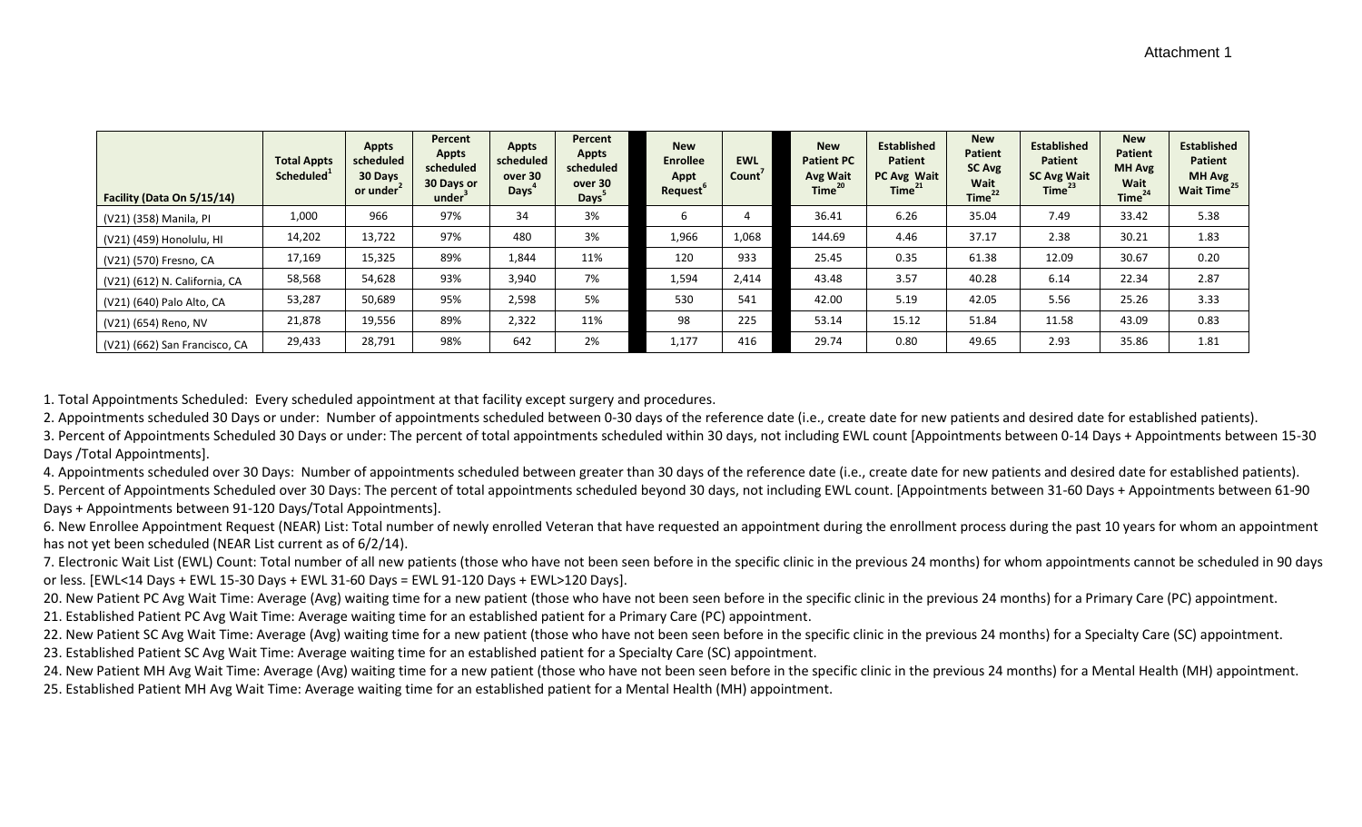Attachment 1

| Facility (Data On 5/15/14) | Total Appts Scheduled[1] | Appts scheduled 30 Days or under[2] | Percent Appts scheduled 30 Days or under[3] | Appts scheduled over 30 Days[4] | Percent Appts scheduled over 30 Days[5] | New Enrollee Appt Request[6] | EWL Count[7] | New Patient PC Avg Wait Time[20] | Established Patient PC Avg Wait Time[21] | New Patient SC Avg Wait Time[22] | Established Patient SC Avg Wait Time[23] | New Patient MH Avg Wait Time[24] | Established Patient MH Avg Wait Time[25] |
|---|---|---|---|---|---|---|---|---|---|---|---|---|---|
| (V21) (358) Manila, PI | 1,000 | 966 | 97% | 34 | 3% | 6 | 4 | 36.41 | 6.26 | 35.04 | 7.49 | 33.42 | 5.38 |
| (V21) (459) Honolulu, HI | 14,202 | 13,722 | 97% | 480 | 3% | 1,966 | 1,068 | 144.69 | 4.46 | 37.17 | 2.38 | 30.21 | 1.83 |
| (V21) (570) Fresno, CA | 17,169 | 15,325 | 89% | 1,844 | 11% | 120 | 933 | 25.45 | 0.35 | 61.38 | 12.09 | 30.67 | 0.20 |
| (V21) (612) N. California, CA | 58,568 | 54,628 | 93% | 3,940 | 7% | 1,594 | 2,414 | 43.48 | 3.57 | 40.28 | 6.14 | 22.34 | 2.87 |
| (V21) (640) Palo Alto, CA | 53,287 | 50,689 | 95% | 2,598 | 5% | 530 | 541 | 42.00 | 5.19 | 42.05 | 5.56 | 25.26 | 3.33 |
| (V21) (654) Reno, NV | 21,878 | 19,556 | 89% | 2,322 | 11% | 98 | 225 | 53.14 | 15.12 | 51.84 | 11.58 | 43.09 | 0.83 |
| (V21) (662) San Francisco, CA | 29,433 | 28,791 | 98% | 642 | 2% | 1,177 | 416 | 29.74 | 0.80 | 49.65 | 2.93 | 35.86 | 1.81 |

1. Total Appointments Scheduled: Every scheduled appointment at that facility except surgery and procedures.
2. Appointments scheduled 30 Days or under: Number of appointments scheduled between 0-30 days of the reference date (i.e., create date for new patients and desired date for established patients).
3. Percent of Appointments Scheduled 30 Days or under: The percent of total appointments scheduled within 30 days, not including EWL count [Appointments between 0-14 Days + Appointments between 15-30 Days /Total Appointments].
4. Appointments scheduled over 30 Days: Number of appointments scheduled between greater than 30 days of the reference date (i.e., create date for new patients and desired date for established patients).
5. Percent of Appointments Scheduled over 30 Days: The percent of total appointments scheduled beyond 30 days, not including EWL count. [Appointments between 31-60 Days + Appointments between 61-90 Days + Appointments between 91-120 Days/Total Appointments].
6. New Enrollee Appointment Request (NEAR) List: Total number of newly enrolled Veteran that have requested an appointment during the enrollment process during the past 10 years for whom an appointment has not yet been scheduled (NEAR List current as of 6/2/14).
7. Electronic Wait List (EWL) Count: Total number of all new patients (those who have not been seen before in the specific clinic in the previous 24 months) for whom appointments cannot be scheduled in 90 days or less. [EWL<14 Days + EWL 15-30 Days + EWL 31-60 Days = EWL 91-120 Days + EWL>120 Days].
20. New Patient PC Avg Wait Time: Average (Avg) waiting time for a new patient (those who have not been seen before in the specific clinic in the previous 24 months) for a Primary Care (PC) appointment.
21. Established Patient PC Avg Wait Time: Average waiting time for an established patient for a Primary Care (PC) appointment.
22. New Patient SC Avg Wait Time: Average (Avg) waiting time for a new patient (those who have not been seen before in the specific clinic in the previous 24 months) for a Specialty Care (SC) appointment.
23. Established Patient SC Avg Wait Time: Average waiting time for an established patient for a Specialty Care (SC) appointment.
24. New Patient MH Avg Wait Time: Average (Avg) waiting time for a new patient (those who have not been seen before in the specific clinic in the previous 24 months) for a Mental Health (MH) appointment.
25. Established Patient MH Avg Wait Time: Average waiting time for an established patient for a Mental Health (MH) appointment.